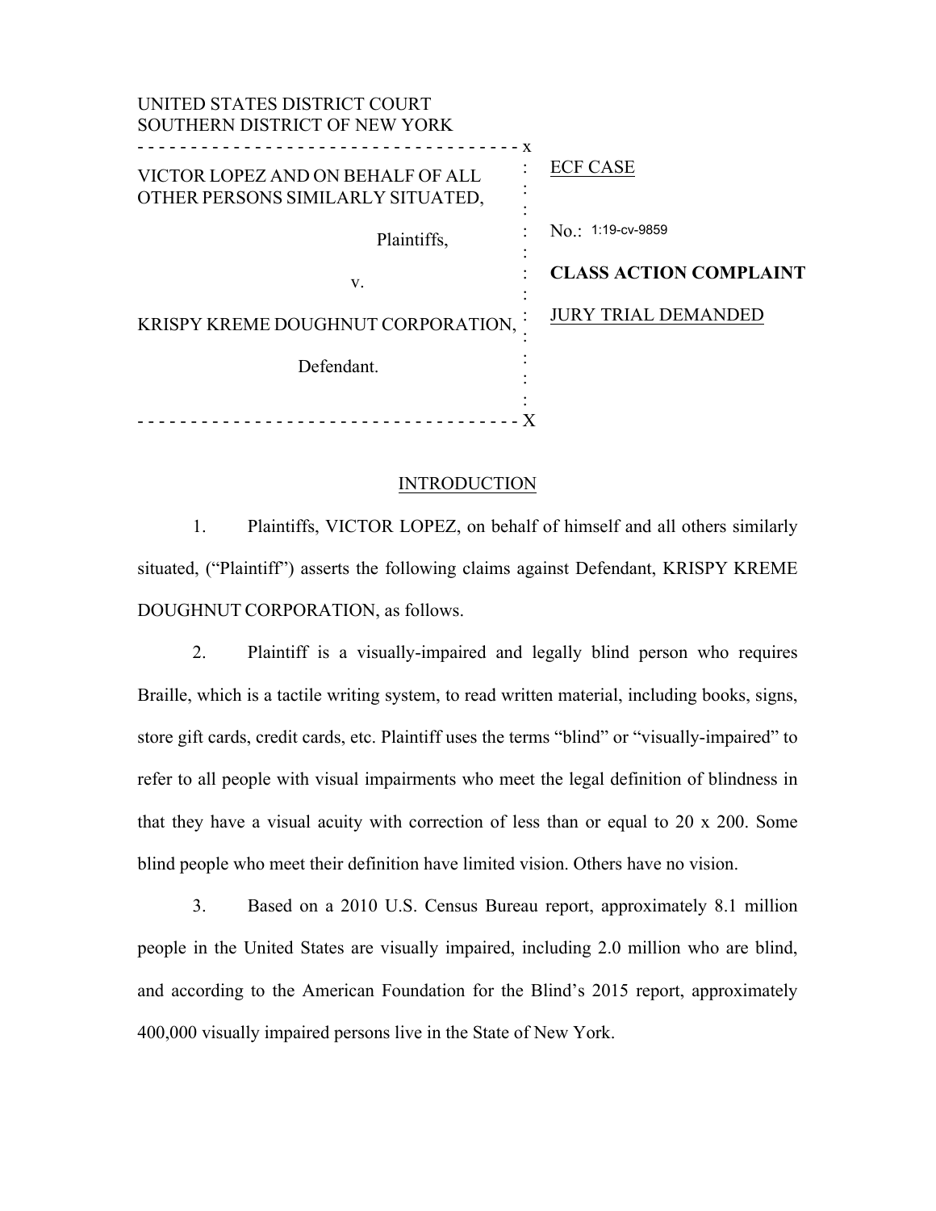UNITED STATES DISTRICT COURT
SOUTHERN DISTRICT OF NEW YORK

VICTOR LOPEZ AND ON BEHALF OF ALL OTHER PERSONS SIMILARLY SITUATED,

Plaintiffs,

v.

KRISPY KREME DOUGHNUT CORPORATION,

Defendant.

ECF CASE

No.: 1:19-cv-9859

**CLASS ACTION COMPLAINT**

JURY TRIAL DEMANDED

## INTRODUCTION

1. Plaintiffs, VICTOR LOPEZ, on behalf of himself and all others similarly situated, ("Plaintiff") asserts the following claims against Defendant, KRISPY KREME DOUGHNUT CORPORATION, as follows.

2. Plaintiff is a visually-impaired and legally blind person who requires Braille, which is a tactile writing system, to read written material, including books, signs, store gift cards, credit cards, etc. Plaintiff uses the terms "blind" or "visually-impaired" to refer to all people with visual impairments who meet the legal definition of blindness in that they have a visual acuity with correction of less than or equal to 20 x 200. Some blind people who meet their definition have limited vision. Others have no vision.

3. Based on a 2010 U.S. Census Bureau report, approximately 8.1 million people in the United States are visually impaired, including 2.0 million who are blind, and according to the American Foundation for the Blind's 2015 report, approximately 400,000 visually impaired persons live in the State of New York.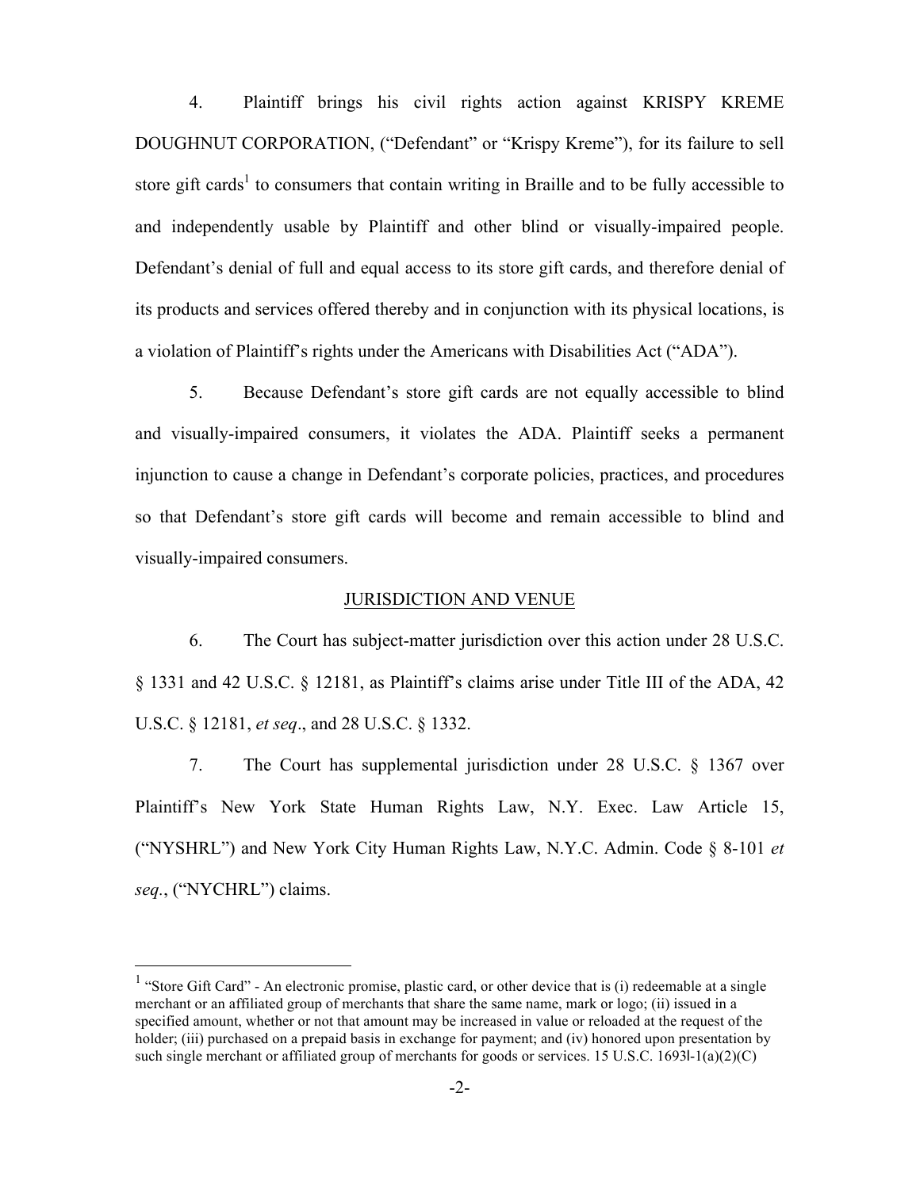4. Plaintiff brings his civil rights action against KRISPY KREME DOUGHNUT CORPORATION, ("Defendant" or "Krispy Kreme"), for its failure to sell store gift cards[1] to consumers that contain writing in Braille and to be fully accessible to and independently usable by Plaintiff and other blind or visually-impaired people. Defendant's denial of full and equal access to its store gift cards, and therefore denial of its products and services offered thereby and in conjunction with its physical locations, is a violation of Plaintiff's rights under the Americans with Disabilities Act ("ADA").

5. Because Defendant's store gift cards are not equally accessible to blind and visually-impaired consumers, it violates the ADA. Plaintiff seeks a permanent injunction to cause a change in Defendant's corporate policies, practices, and procedures so that Defendant's store gift cards will become and remain accessible to blind and visually-impaired consumers.

## JURISDICTION AND VENUE

6. The Court has subject-matter jurisdiction over this action under 28 U.S.C. § 1331 and 42 U.S.C. § 12181, as Plaintiff's claims arise under Title III of the ADA, 42 U.S.C. § 12181, *et seq*., and 28 U.S.C. § 1332.

7. The Court has supplemental jurisdiction under 28 U.S.C. § 1367 over Plaintiff's New York State Human Rights Law, N.Y. Exec. Law Article 15, ("NYSHRL") and New York City Human Rights Law, N.Y.C. Admin. Code § 8-101 *et seq.*, ("NYCHRL") claims.

---

[1] "Store Gift Card" - An electronic promise, plastic card, or other device that is (i) redeemable at a single merchant or an affiliated group of merchants that share the same name, mark or logo; (ii) issued in a specified amount, whether or not that amount may be increased in value or reloaded at the request of the holder; (iii) purchased on a prepaid basis in exchange for payment; and (iv) honored upon presentation by such single merchant or affiliated group of merchants for goods or services. 15 U.S.C. 1693l-1(a)(2)(C)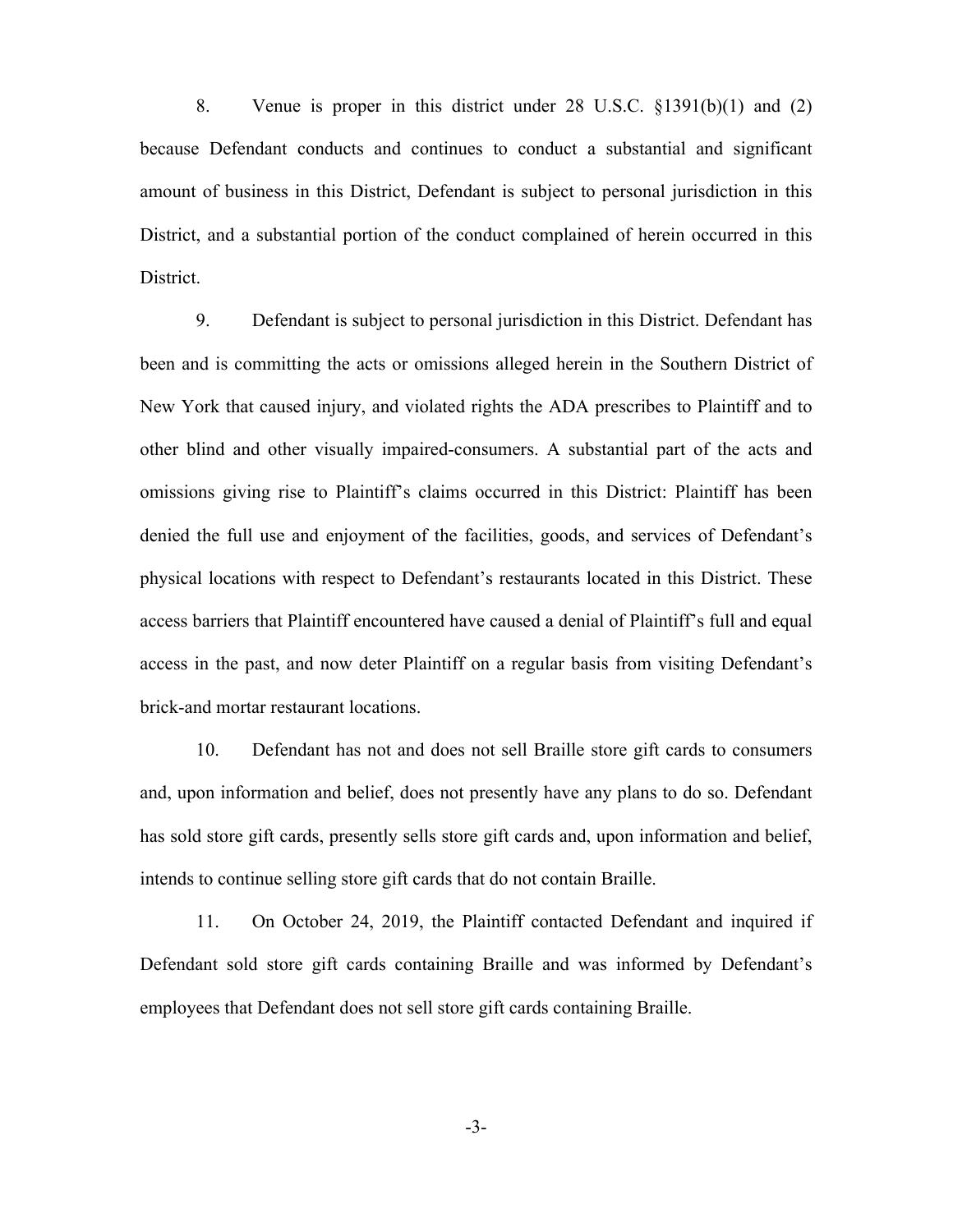8. Venue is proper in this district under 28 U.S.C. §1391(b)(1) and (2) because Defendant conducts and continues to conduct a substantial and significant amount of business in this District, Defendant is subject to personal jurisdiction in this District, and a substantial portion of the conduct complained of herein occurred in this District.

9. Defendant is subject to personal jurisdiction in this District. Defendant has been and is committing the acts or omissions alleged herein in the Southern District of New York that caused injury, and violated rights the ADA prescribes to Plaintiff and to other blind and other visually impaired-consumers. A substantial part of the acts and omissions giving rise to Plaintiff's claims occurred in this District: Plaintiff has been denied the full use and enjoyment of the facilities, goods, and services of Defendant's physical locations with respect to Defendant's restaurants located in this District. These access barriers that Plaintiff encountered have caused a denial of Plaintiff's full and equal access in the past, and now deter Plaintiff on a regular basis from visiting Defendant's brick-and mortar restaurant locations.

10. Defendant has not and does not sell Braille store gift cards to consumers and, upon information and belief, does not presently have any plans to do so. Defendant has sold store gift cards, presently sells store gift cards and, upon information and belief, intends to continue selling store gift cards that do not contain Braille.

11. On October 24, 2019, the Plaintiff contacted Defendant and inquired if Defendant sold store gift cards containing Braille and was informed by Defendant's employees that Defendant does not sell store gift cards containing Braille.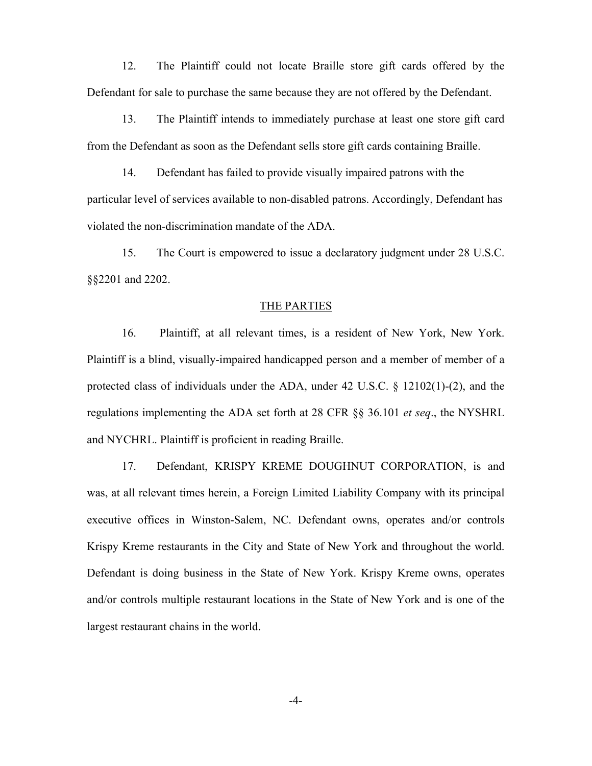12. The Plaintiff could not locate Braille store gift cards offered by the Defendant for sale to purchase the same because they are not offered by the Defendant.

13. The Plaintiff intends to immediately purchase at least one store gift card from the Defendant as soon as the Defendant sells store gift cards containing Braille.

14. Defendant has failed to provide visually impaired patrons with the particular level of services available to non-disabled patrons. Accordingly, Defendant has violated the non-discrimination mandate of the ADA.

15. The Court is empowered to issue a declaratory judgment under 28 U.S.C. §§2201 and 2202.

## THE PARTIES

16. Plaintiff, at all relevant times, is a resident of New York, New York. Plaintiff is a blind, visually-impaired handicapped person and a member of member of a protected class of individuals under the ADA, under 42 U.S.C. § 12102(1)-(2), and the regulations implementing the ADA set forth at 28 CFR §§ 36.101 *et seq*., the NYSHRL and NYCHRL. Plaintiff is proficient in reading Braille.

17. Defendant, KRISPY KREME DOUGHNUT CORPORATION, is and was, at all relevant times herein, a Foreign Limited Liability Company with its principal executive offices in Winston-Salem, NC. Defendant owns, operates and/or controls Krispy Kreme restaurants in the City and State of New York and throughout the world. Defendant is doing business in the State of New York. Krispy Kreme owns, operates and/or controls multiple restaurant locations in the State of New York and is one of the largest restaurant chains in the world.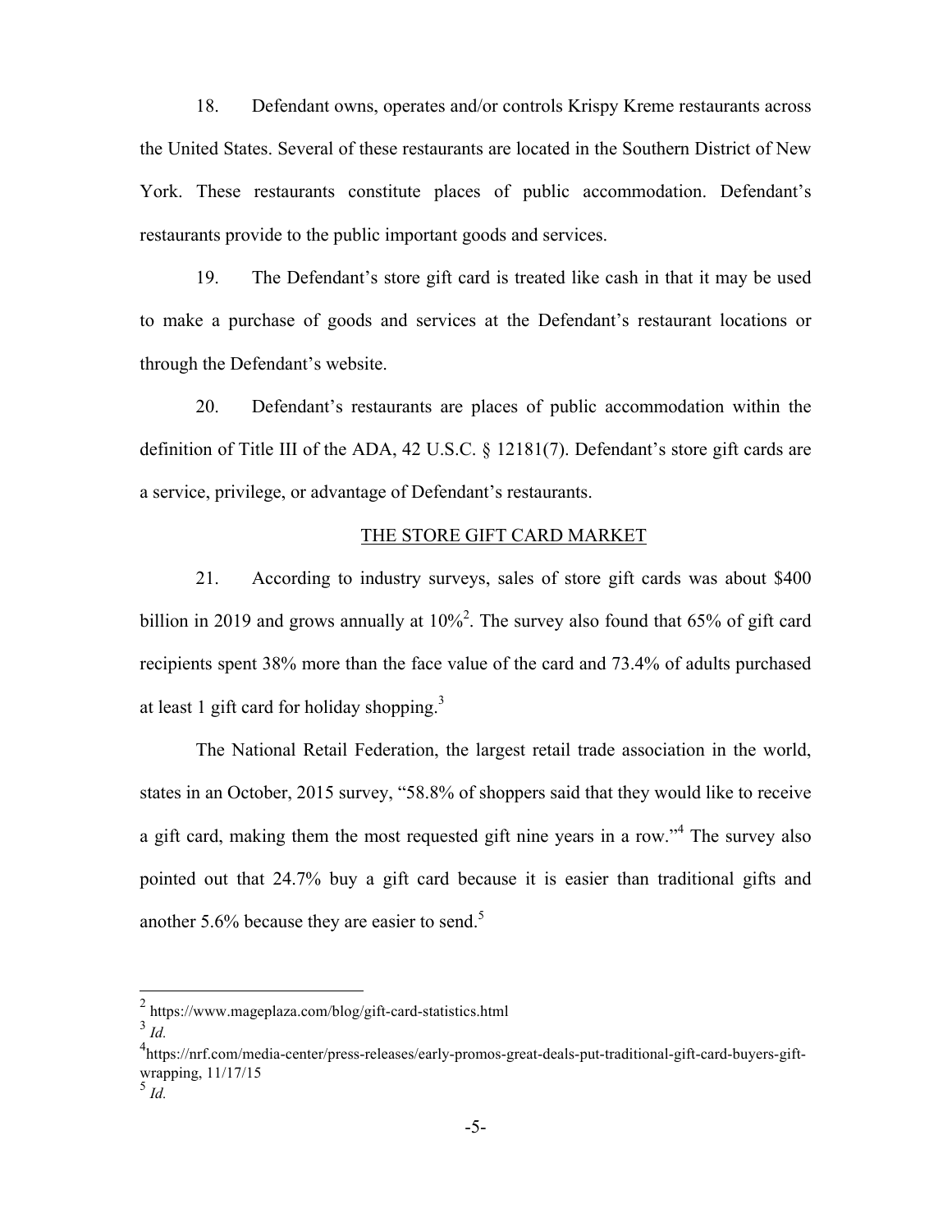18. Defendant owns, operates and/or controls Krispy Kreme restaurants across the United States. Several of these restaurants are located in the Southern District of New York. These restaurants constitute places of public accommodation. Defendant's restaurants provide to the public important goods and services.

19. The Defendant's store gift card is treated like cash in that it may be used to make a purchase of goods and services at the Defendant's restaurant locations or through the Defendant's website.

20. Defendant's restaurants are places of public accommodation within the definition of Title III of the ADA, 42 U.S.C. § 12181(7). Defendant's store gift cards are a service, privilege, or advantage of Defendant's restaurants.

THE STORE GIFT CARD MARKET

21. According to industry surveys, sales of store gift cards was about $400 billion in 2019 and grows annually at 10%[2]. The survey also found that 65% of gift card recipients spent 38% more than the face value of the card and 73.4% of adults purchased at least 1 gift card for holiday shopping.[3]

The National Retail Federation, the largest retail trade association in the world, states in an October, 2015 survey, "58.8% of shoppers said that they would like to receive a gift card, making them the most requested gift nine years in a row."[4] The survey also pointed out that 24.7% buy a gift card because it is easier than traditional gifts and another 5.6% because they are easier to send.[5]

---

[2] https://www.mageplaza.com/blog/gift-card-statistics.html

[3] *Id.*

[4] https://nrf.com/media-center/press-releases/early-promos-great-deals-put-traditional-gift-card-buyers-gift-wrapping, 11/17/15

[5] *Id.*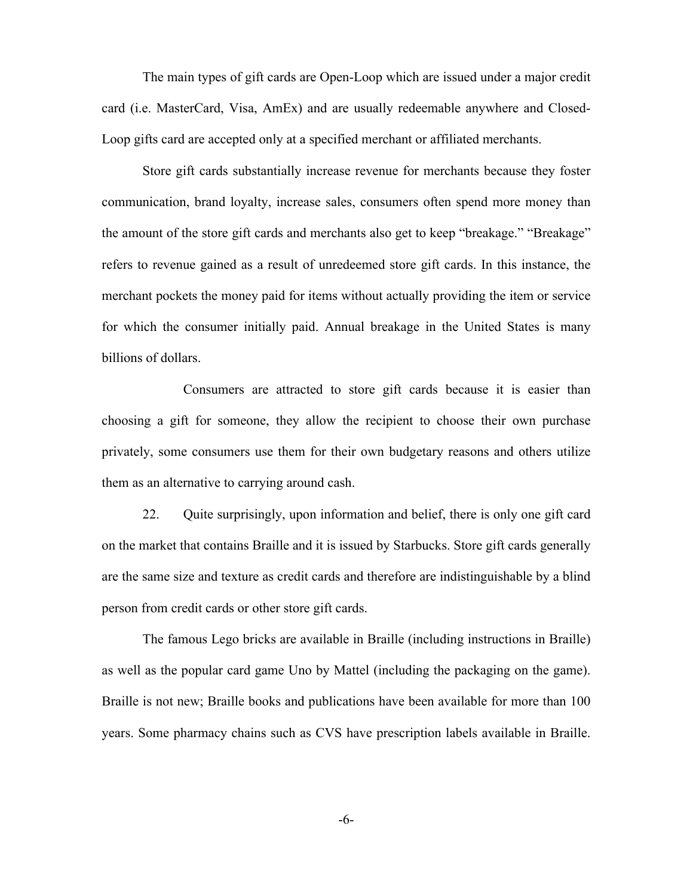The main types of gift cards are Open-Loop which are issued under a major credit card (i.e. MasterCard, Visa, AmEx) and are usually redeemable anywhere and Closed-Loop gifts card are accepted only at a specified merchant or affiliated merchants.

Store gift cards substantially increase revenue for merchants because they foster communication, brand loyalty, increase sales, consumers often spend more money than the amount of the store gift cards and merchants also get to keep "breakage." "Breakage" refers to revenue gained as a result of unredeemed store gift cards. In this instance, the merchant pockets the money paid for items without actually providing the item or service for which the consumer initially paid. Annual breakage in the United States is many billions of dollars.

Consumers are attracted to store gift cards because it is easier than choosing a gift for someone, they allow the recipient to choose their own purchase privately, some consumers use them for their own budgetary reasons and others utilize them as an alternative to carrying around cash.

22. Quite surprisingly, upon information and belief, there is only one gift card on the market that contains Braille and it is issued by Starbucks. Store gift cards generally are the same size and texture as credit cards and therefore are indistinguishable by a blind person from credit cards or other store gift cards.

The famous Lego bricks are available in Braille (including instructions in Braille) as well as the popular card game Uno by Mattel (including the packaging on the game). Braille is not new; Braille books and publications have been available for more than 100 years. Some pharmacy chains such as CVS have prescription labels available in Braille.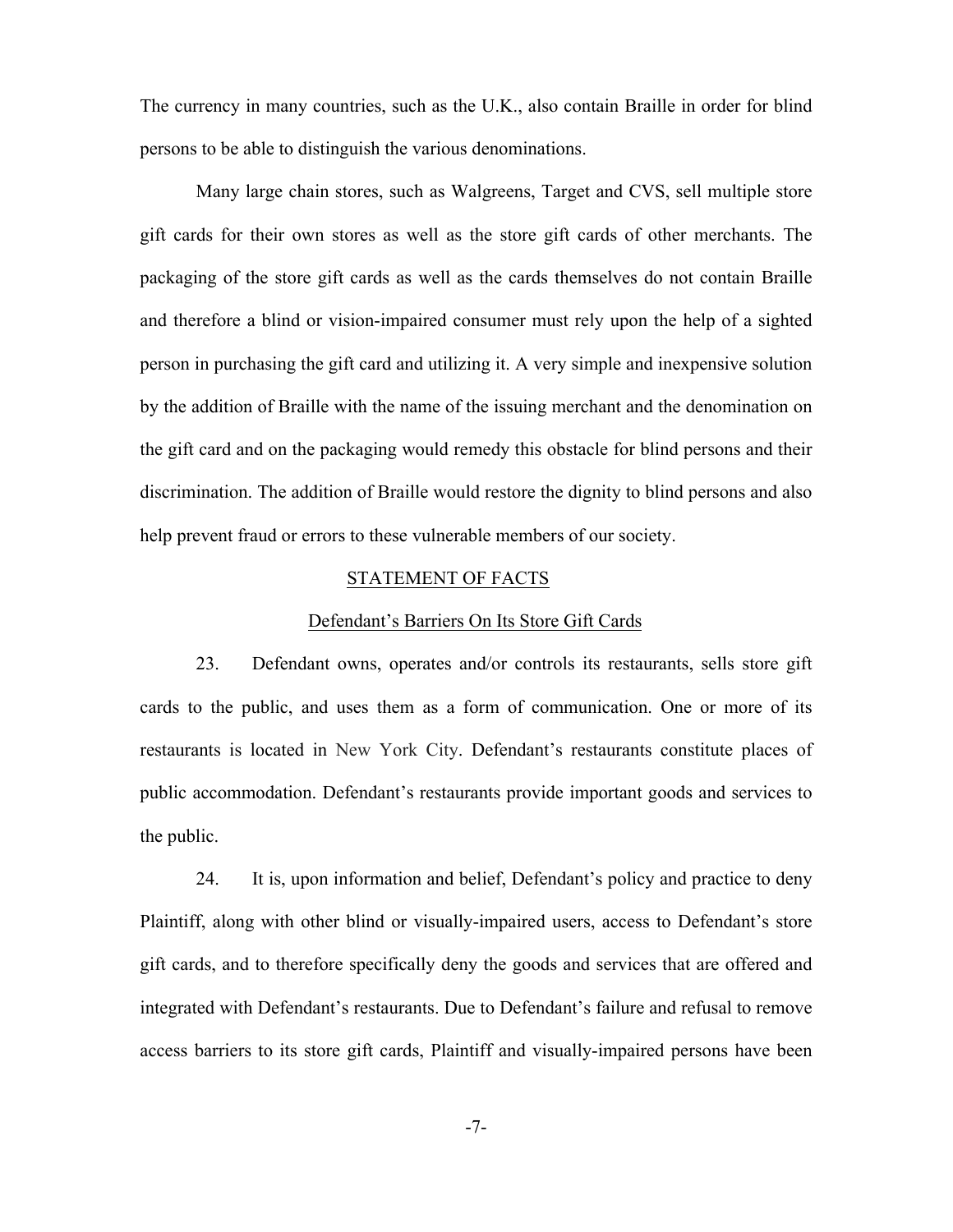The currency in many countries, such as the U.K., also contain Braille in order for blind persons to be able to distinguish the various denominations.

Many large chain stores, such as Walgreens, Target and CVS, sell multiple store gift cards for their own stores as well as the store gift cards of other merchants. The packaging of the store gift cards as well as the cards themselves do not contain Braille and therefore a blind or vision-impaired consumer must rely upon the help of a sighted person in purchasing the gift card and utilizing it. A very simple and inexpensive solution by the addition of Braille with the name of the issuing merchant and the denomination on the gift card and on the packaging would remedy this obstacle for blind persons and their discrimination. The addition of Braille would restore the dignity to blind persons and also help prevent fraud or errors to these vulnerable members of our society.

## STATEMENT OF FACTS

### Defendant's Barriers On Its Store Gift Cards

23. Defendant owns, operates and/or controls its restaurants, sells store gift cards to the public, and uses them as a form of communication. One or more of its restaurants is located in New York City. Defendant's restaurants constitute places of public accommodation. Defendant's restaurants provide important goods and services to the public.

24. It is, upon information and belief, Defendant's policy and practice to deny Plaintiff, along with other blind or visually-impaired users, access to Defendant's store gift cards, and to therefore specifically deny the goods and services that are offered and integrated with Defendant's restaurants. Due to Defendant's failure and refusal to remove access barriers to its store gift cards, Plaintiff and visually-impaired persons have been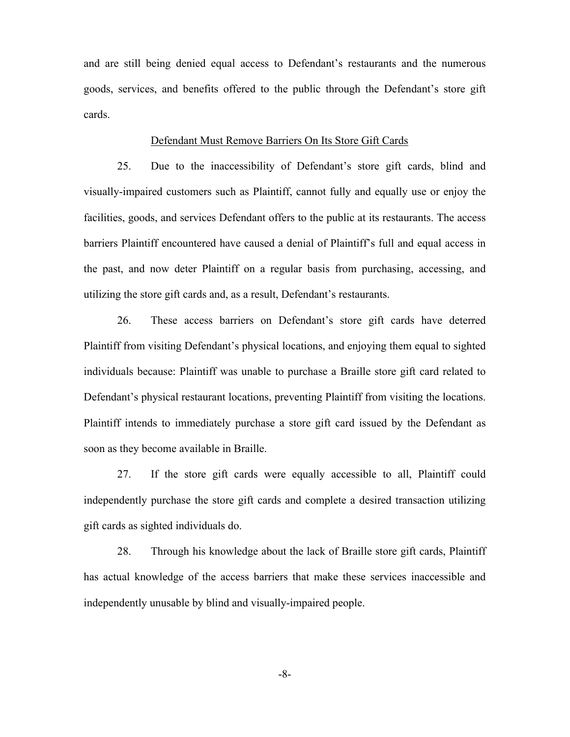and are still being denied equal access to Defendant's restaurants and the numerous goods, services, and benefits offered to the public through the Defendant's store gift cards.

<u>Defendant Must Remove Barriers On Its Store Gift Cards</u>

25. Due to the inaccessibility of Defendant's store gift cards, blind and visually-impaired customers such as Plaintiff, cannot fully and equally use or enjoy the facilities, goods, and services Defendant offers to the public at its restaurants. The access barriers Plaintiff encountered have caused a denial of Plaintiff's full and equal access in the past, and now deter Plaintiff on a regular basis from purchasing, accessing, and utilizing the store gift cards and, as a result, Defendant's restaurants.

26. These access barriers on Defendant's store gift cards have deterred Plaintiff from visiting Defendant's physical locations, and enjoying them equal to sighted individuals because: Plaintiff was unable to purchase a Braille store gift card related to Defendant's physical restaurant locations, preventing Plaintiff from visiting the locations. Plaintiff intends to immediately purchase a store gift card issued by the Defendant as soon as they become available in Braille.

27. If the store gift cards were equally accessible to all, Plaintiff could independently purchase the store gift cards and complete a desired transaction utilizing gift cards as sighted individuals do.

28. Through his knowledge about the lack of Braille store gift cards, Plaintiff has actual knowledge of the access barriers that make these services inaccessible and independently unusable by blind and visually-impaired people.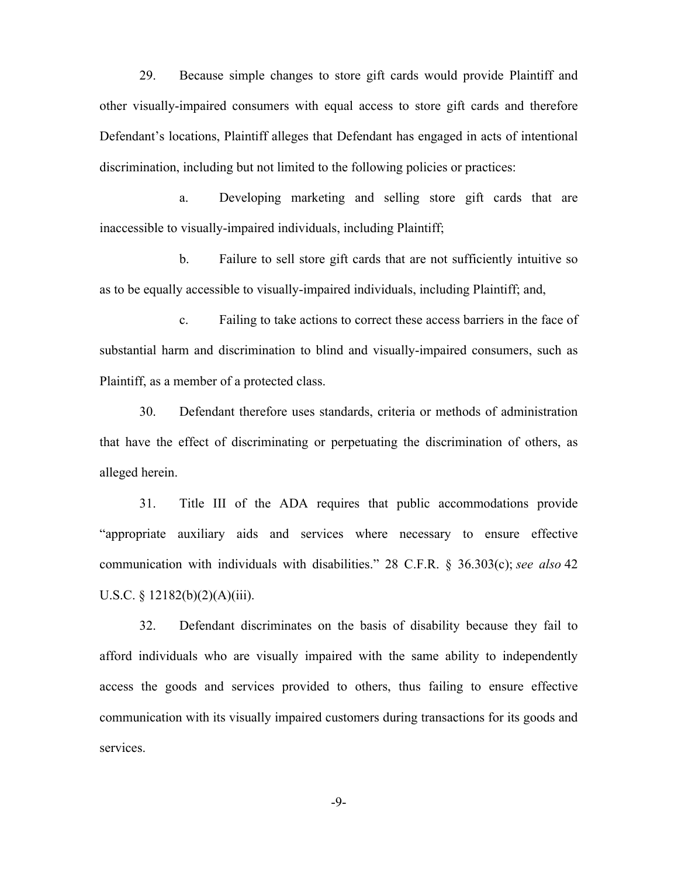29. Because simple changes to store gift cards would provide Plaintiff and other visually-impaired consumers with equal access to store gift cards and therefore Defendant's locations, Plaintiff alleges that Defendant has engaged in acts of intentional discrimination, including but not limited to the following policies or practices:

a. Developing marketing and selling store gift cards that are inaccessible to visually-impaired individuals, including Plaintiff;

b. Failure to sell store gift cards that are not sufficiently intuitive so as to be equally accessible to visually-impaired individuals, including Plaintiff; and,

c. Failing to take actions to correct these access barriers in the face of substantial harm and discrimination to blind and visually-impaired consumers, such as Plaintiff, as a member of a protected class.

30. Defendant therefore uses standards, criteria or methods of administration that have the effect of discriminating or perpetuating the discrimination of others, as alleged herein.

31. Title III of the ADA requires that public accommodations provide "appropriate auxiliary aids and services where necessary to ensure effective communication with individuals with disabilities." 28 C.F.R. § 36.303(c); *see also* 42 U.S.C. § 12182(b)(2)(A)(iii).

32. Defendant discriminates on the basis of disability because they fail to afford individuals who are visually impaired with the same ability to independently access the goods and services provided to others, thus failing to ensure effective communication with its visually impaired customers during transactions for its goods and services.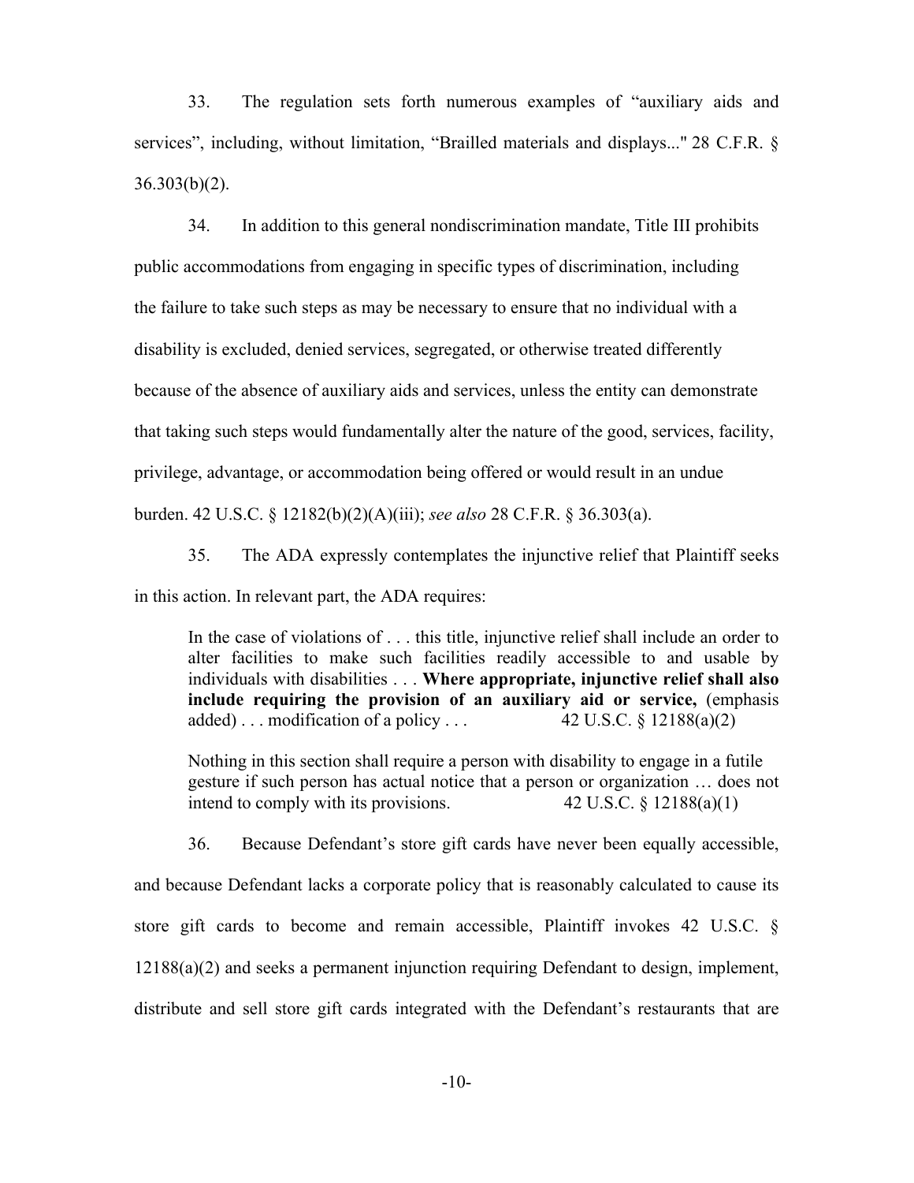33. The regulation sets forth numerous examples of "auxiliary aids and services", including, without limitation, "Brailled materials and displays..." 28 C.F.R. § 36.303(b)(2).

34. In addition to this general nondiscrimination mandate, Title III prohibits public accommodations from engaging in specific types of discrimination, including the failure to take such steps as may be necessary to ensure that no individual with a disability is excluded, denied services, segregated, or otherwise treated differently because of the absence of auxiliary aids and services, unless the entity can demonstrate that taking such steps would fundamentally alter the nature of the good, services, facility, privilege, advantage, or accommodation being offered or would result in an undue burden. 42 U.S.C. § 12182(b)(2)(A)(iii); *see also* 28 C.F.R. § 36.303(a).

35. The ADA expressly contemplates the injunctive relief that Plaintiff seeks in this action. In relevant part, the ADA requires:

> In the case of violations of . . . this title, injunctive relief shall include an order to alter facilities to make such facilities readily accessible to and usable by individuals with disabilities . . . **Where appropriate, injunctive relief shall also include requiring the provision of an auxiliary aid or service,** (emphasis added) . . . modification of a policy . . . 42 U.S.C. § 12188(a)(2)
>
> Nothing in this section shall require a person with disability to engage in a futile gesture if such person has actual notice that a person or organization … does not intend to comply with its provisions. 42 U.S.C. § 12188(a)(1)

36. Because Defendant's store gift cards have never been equally accessible, and because Defendant lacks a corporate policy that is reasonably calculated to cause its store gift cards to become and remain accessible, Plaintiff invokes 42 U.S.C. § 12188(a)(2) and seeks a permanent injunction requiring Defendant to design, implement, distribute and sell store gift cards integrated with the Defendant's restaurants that are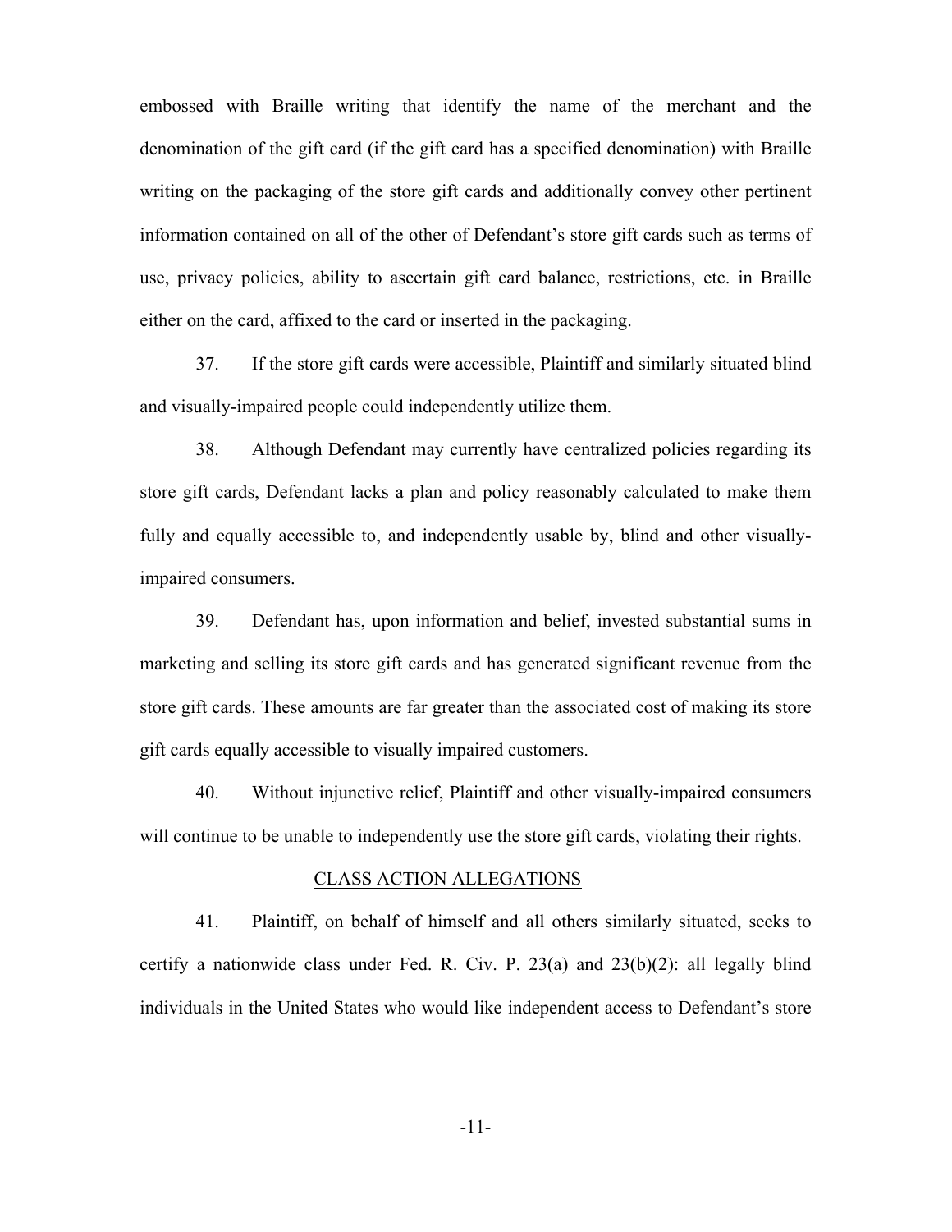embossed with Braille writing that identify the name of the merchant and the denomination of the gift card (if the gift card has a specified denomination) with Braille writing on the packaging of the store gift cards and additionally convey other pertinent information contained on all of the other of Defendant's store gift cards such as terms of use, privacy policies, ability to ascertain gift card balance, restrictions, etc. in Braille either on the card, affixed to the card or inserted in the packaging.

37. If the store gift cards were accessible, Plaintiff and similarly situated blind and visually-impaired people could independently utilize them.

38. Although Defendant may currently have centralized policies regarding its store gift cards, Defendant lacks a plan and policy reasonably calculated to make them fully and equally accessible to, and independently usable by, blind and other visually-impaired consumers.

39. Defendant has, upon information and belief, invested substantial sums in marketing and selling its store gift cards and has generated significant revenue from the store gift cards. These amounts are far greater than the associated cost of making its store gift cards equally accessible to visually impaired customers.

40. Without injunctive relief, Plaintiff and other visually-impaired consumers will continue to be unable to independently use the store gift cards, violating their rights.

## CLASS ACTION ALLEGATIONS

41. Plaintiff, on behalf of himself and all others similarly situated, seeks to certify a nationwide class under Fed. R. Civ. P. 23(a) and 23(b)(2): all legally blind individuals in the United States who would like independent access to Defendant's store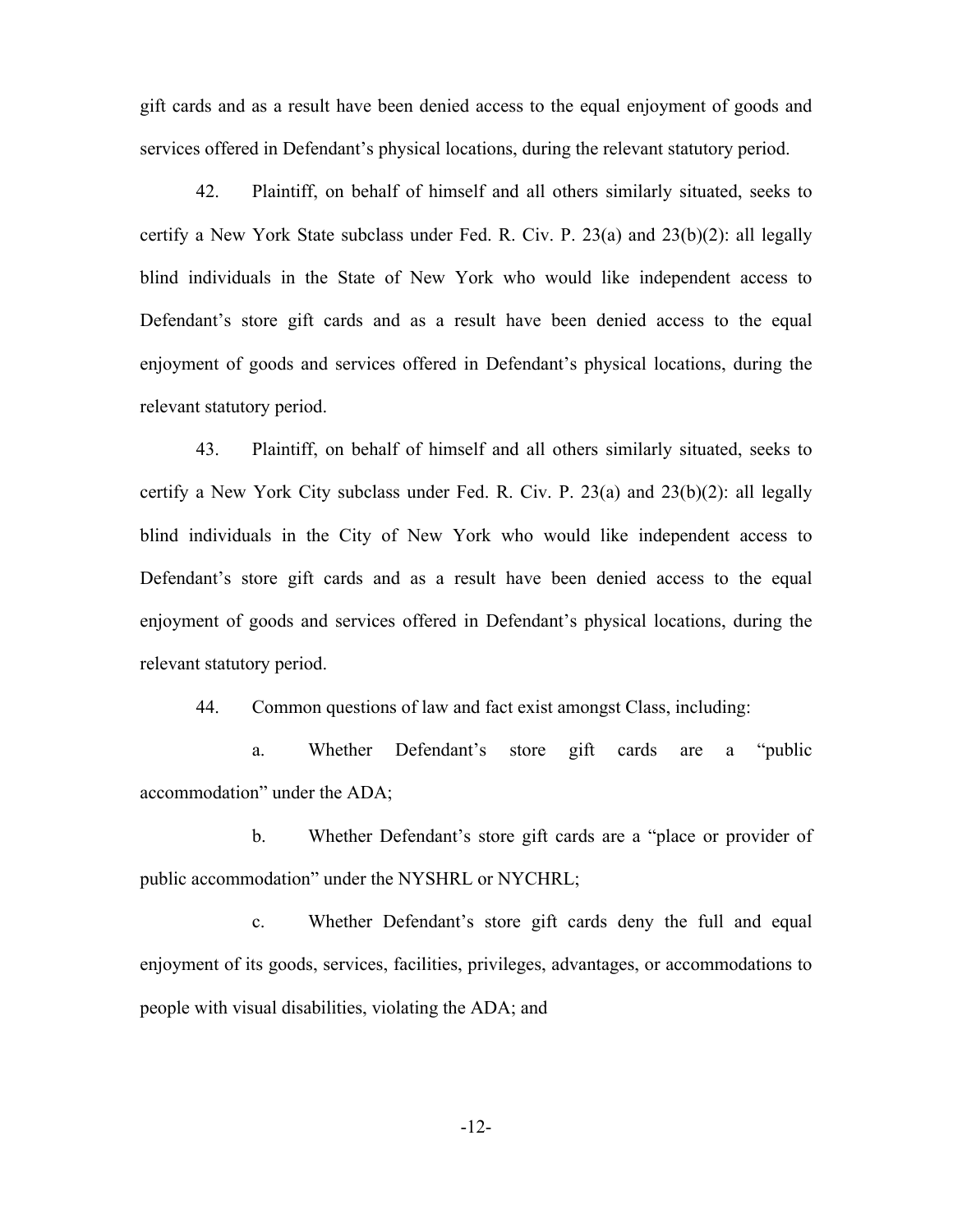gift cards and as a result have been denied access to the equal enjoyment of goods and services offered in Defendant's physical locations, during the relevant statutory period.

42. Plaintiff, on behalf of himself and all others similarly situated, seeks to certify a New York State subclass under Fed. R. Civ. P. 23(a) and 23(b)(2): all legally blind individuals in the State of New York who would like independent access to Defendant's store gift cards and as a result have been denied access to the equal enjoyment of goods and services offered in Defendant's physical locations, during the relevant statutory period.

43. Plaintiff, on behalf of himself and all others similarly situated, seeks to certify a New York City subclass under Fed. R. Civ. P. 23(a) and 23(b)(2): all legally blind individuals in the City of New York who would like independent access to Defendant's store gift cards and as a result have been denied access to the equal enjoyment of goods and services offered in Defendant's physical locations, during the relevant statutory period.

44. Common questions of law and fact exist amongst Class, including:

a. Whether Defendant's store gift cards are a "public accommodation" under the ADA;

b. Whether Defendant's store gift cards are a "place or provider of public accommodation" under the NYSHRL or NYCHRL;

c. Whether Defendant's store gift cards deny the full and equal enjoyment of its goods, services, facilities, privileges, advantages, or accommodations to people with visual disabilities, violating the ADA; and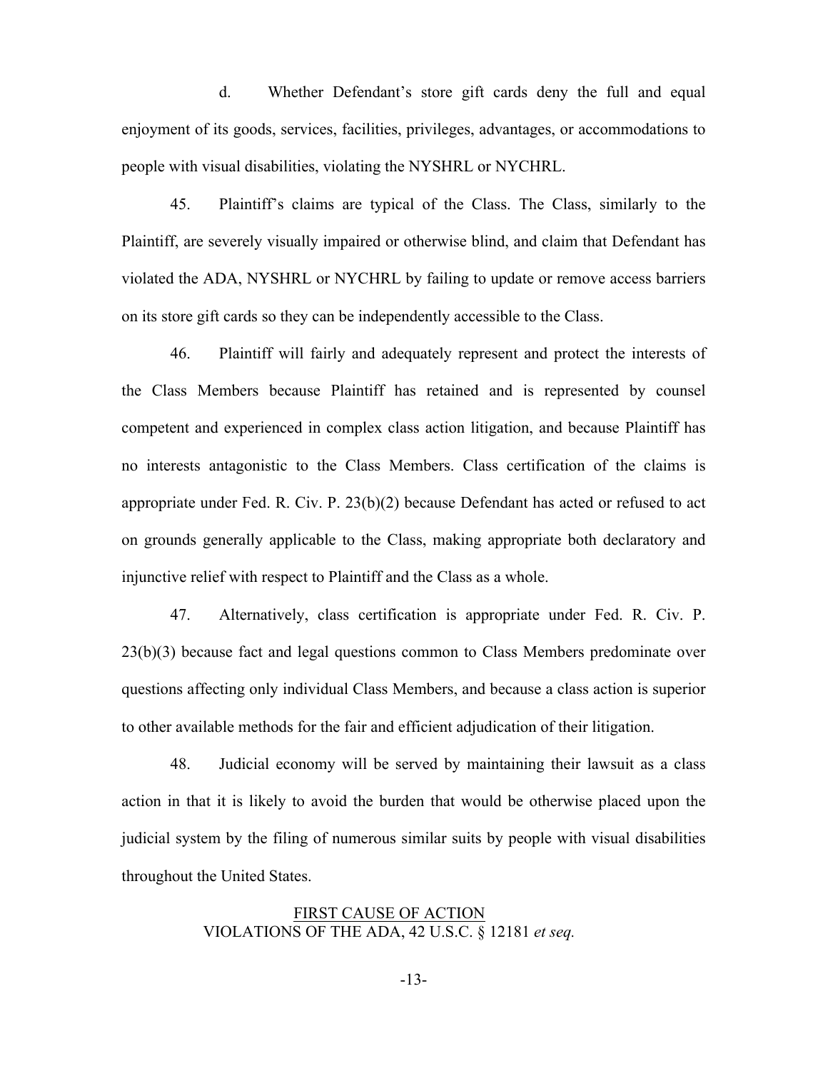d. Whether Defendant's store gift cards deny the full and equal enjoyment of its goods, services, facilities, privileges, advantages, or accommodations to people with visual disabilities, violating the NYSHRL or NYCHRL.

45. Plaintiff's claims are typical of the Class. The Class, similarly to the Plaintiff, are severely visually impaired or otherwise blind, and claim that Defendant has violated the ADA, NYSHRL or NYCHRL by failing to update or remove access barriers on its store gift cards so they can be independently accessible to the Class.

46. Plaintiff will fairly and adequately represent and protect the interests of the Class Members because Plaintiff has retained and is represented by counsel competent and experienced in complex class action litigation, and because Plaintiff has no interests antagonistic to the Class Members. Class certification of the claims is appropriate under Fed. R. Civ. P. 23(b)(2) because Defendant has acted or refused to act on grounds generally applicable to the Class, making appropriate both declaratory and injunctive relief with respect to Plaintiff and the Class as a whole.

47. Alternatively, class certification is appropriate under Fed. R. Civ. P. 23(b)(3) because fact and legal questions common to Class Members predominate over questions affecting only individual Class Members, and because a class action is superior to other available methods for the fair and efficient adjudication of their litigation.

48. Judicial economy will be served by maintaining their lawsuit as a class action in that it is likely to avoid the burden that would be otherwise placed upon the judicial system by the filing of numerous similar suits by people with visual disabilities throughout the United States.

## FIRST CAUSE OF ACTION
## VIOLATIONS OF THE ADA, 42 U.S.C. § 12181 *et seq.*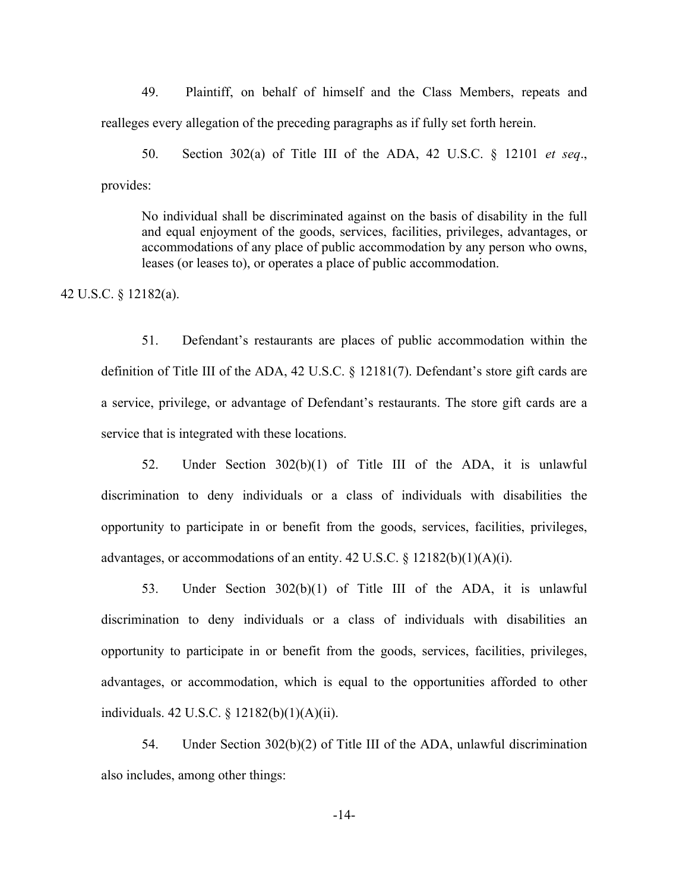49. Plaintiff, on behalf of himself and the Class Members, repeats and realleges every allegation of the preceding paragraphs as if fully set forth herein.

50. Section 302(a) of Title III of the ADA, 42 U.S.C. § 12101 *et seq*., provides:

> No individual shall be discriminated against on the basis of disability in the full and equal enjoyment of the goods, services, facilities, privileges, advantages, or accommodations of any place of public accommodation by any person who owns, leases (or leases to), or operates a place of public accommodation.

42 U.S.C. § 12182(a).

51. Defendant's restaurants are places of public accommodation within the definition of Title III of the ADA, 42 U.S.C. § 12181(7). Defendant's store gift cards are a service, privilege, or advantage of Defendant's restaurants. The store gift cards are a service that is integrated with these locations.

52. Under Section 302(b)(1) of Title III of the ADA, it is unlawful discrimination to deny individuals or a class of individuals with disabilities the opportunity to participate in or benefit from the goods, services, facilities, privileges, advantages, or accommodations of an entity. 42 U.S.C. § 12182(b)(1)(A)(i).

53. Under Section 302(b)(1) of Title III of the ADA, it is unlawful discrimination to deny individuals or a class of individuals with disabilities an opportunity to participate in or benefit from the goods, services, facilities, privileges, advantages, or accommodation, which is equal to the opportunities afforded to other individuals. 42 U.S.C. § 12182(b)(1)(A)(ii).

54. Under Section 302(b)(2) of Title III of the ADA, unlawful discrimination also includes, among other things: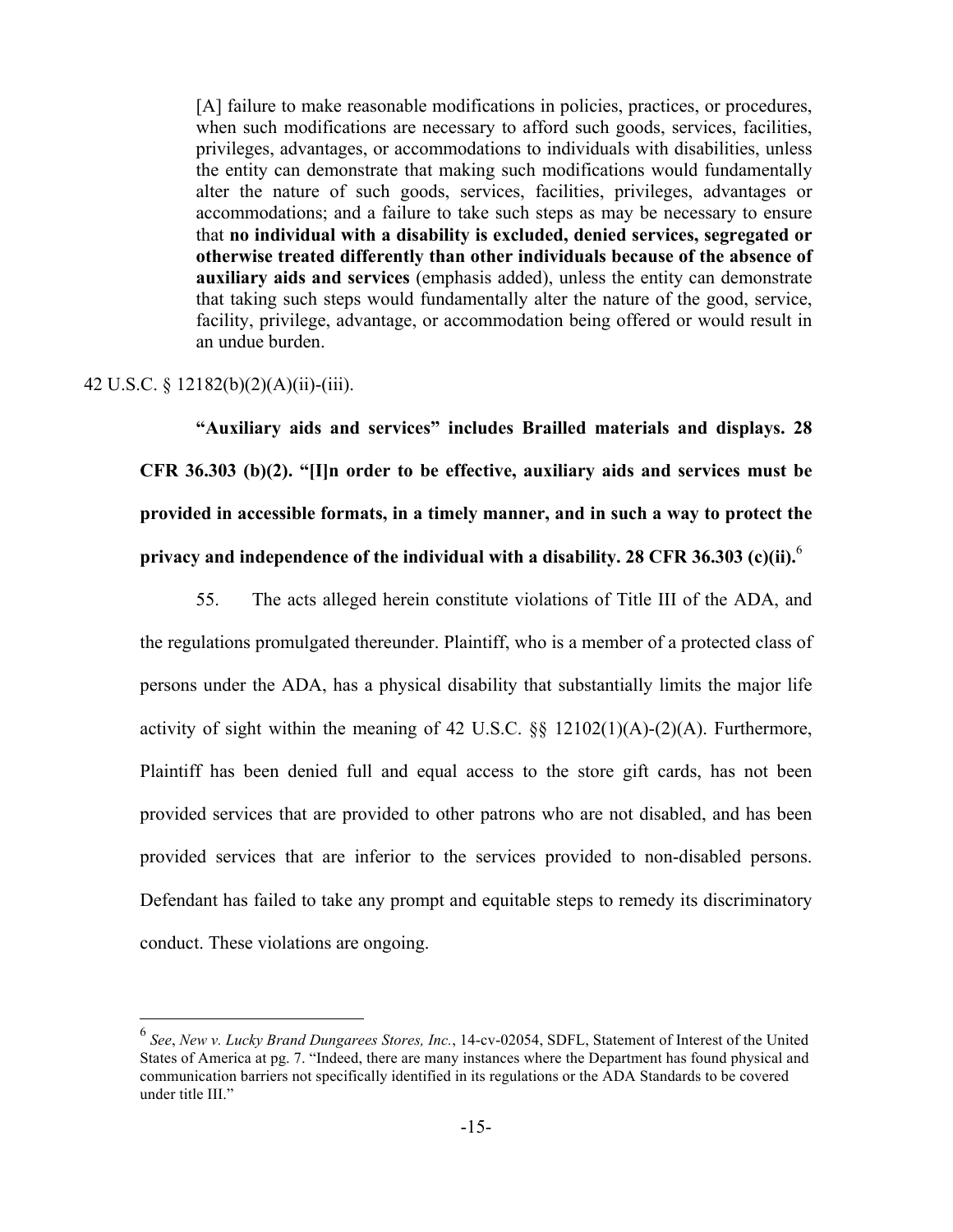> [A] failure to make reasonable modifications in policies, practices, or procedures, when such modifications are necessary to afford such goods, services, facilities, privileges, advantages, or accommodations to individuals with disabilities, unless the entity can demonstrate that making such modifications would fundamentally alter the nature of such goods, services, facilities, privileges, advantages or accommodations; and a failure to take such steps as may be necessary to ensure that **no individual with a disability is excluded, denied services, segregated or otherwise treated differently than other individuals because of the absence of auxiliary aids and services** (emphasis added), unless the entity can demonstrate that taking such steps would fundamentally alter the nature of the good, service, facility, privilege, advantage, or accommodation being offered or would result in an undue burden.

42 U.S.C. § 12182(b)(2)(A)(ii)-(iii).

**"Auxiliary aids and services" includes Brailled materials and displays. 28 CFR 36.303 (b)(2). "[I]n order to be effective, auxiliary aids and services must be provided in accessible formats, in a timely manner, and in such a way to protect the privacy and independence of the individual with a disability. 28 CFR 36.303 (c)(ii).**[6]

55. The acts alleged herein constitute violations of Title III of the ADA, and the regulations promulgated thereunder. Plaintiff, who is a member of a protected class of persons under the ADA, has a physical disability that substantially limits the major life activity of sight within the meaning of 42 U.S.C. §§ 12102(1)(A)-(2)(A). Furthermore, Plaintiff has been denied full and equal access to the store gift cards, has not been provided services that are provided to other patrons who are not disabled, and has been provided services that are inferior to the services provided to non-disabled persons. Defendant has failed to take any prompt and equitable steps to remedy its discriminatory conduct. These violations are ongoing.

---

[6] *See*, *New v. Lucky Brand Dungarees Stores, Inc.*, 14-cv-02054, SDFL, Statement of Interest of the United States of America at pg. 7. "Indeed, there are many instances where the Department has found physical and communication barriers not specifically identified in its regulations or the ADA Standards to be covered under title III."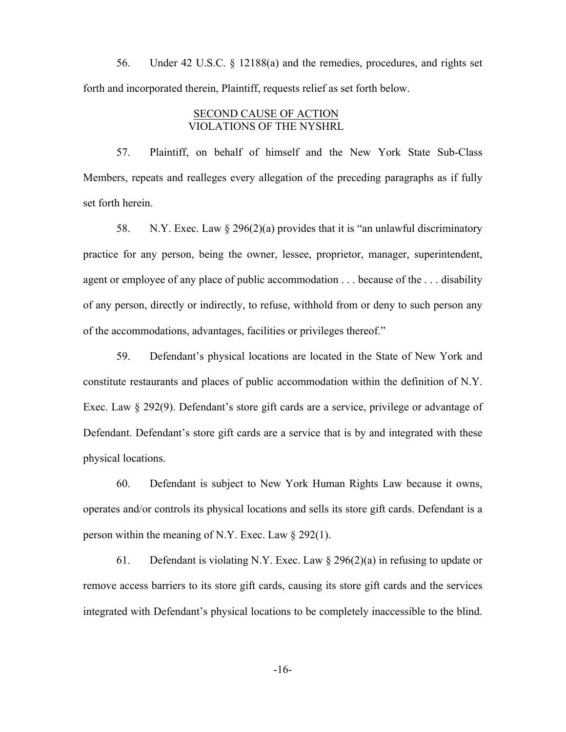56. Under 42 U.S.C. § 12188(a) and the remedies, procedures, and rights set forth and incorporated therein, Plaintiff, requests relief as set forth below.

## SECOND CAUSE OF ACTION
## VIOLATIONS OF THE NYSHRL

57. Plaintiff, on behalf of himself and the New York State Sub-Class Members, repeats and realleges every allegation of the preceding paragraphs as if fully set forth herein.

58. N.Y. Exec. Law § 296(2)(a) provides that it is "an unlawful discriminatory practice for any person, being the owner, lessee, proprietor, manager, superintendent, agent or employee of any place of public accommodation . . . because of the . . . disability of any person, directly or indirectly, to refuse, withhold from or deny to such person any of the accommodations, advantages, facilities or privileges thereof."

59. Defendant's physical locations are located in the State of New York and constitute restaurants and places of public accommodation within the definition of N.Y. Exec. Law § 292(9). Defendant's store gift cards are a service, privilege or advantage of Defendant. Defendant's store gift cards are a service that is by and integrated with these physical locations.

60. Defendant is subject to New York Human Rights Law because it owns, operates and/or controls its physical locations and sells its store gift cards. Defendant is a person within the meaning of N.Y. Exec. Law § 292(1).

61. Defendant is violating N.Y. Exec. Law § 296(2)(a) in refusing to update or remove access barriers to its store gift cards, causing its store gift cards and the services integrated with Defendant's physical locations to be completely inaccessible to the blind.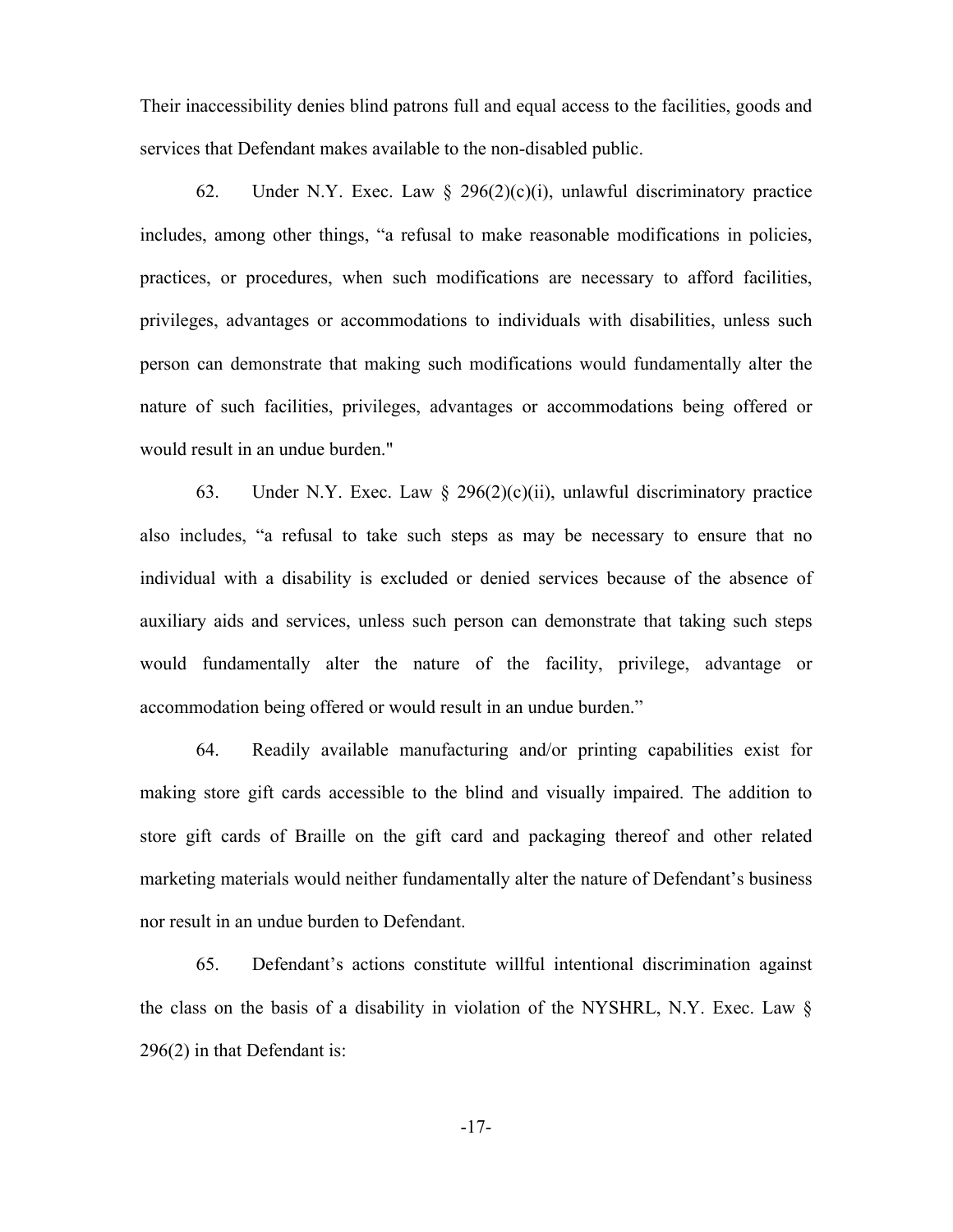Their inaccessibility denies blind patrons full and equal access to the facilities, goods and services that Defendant makes available to the non-disabled public.

62. Under N.Y. Exec. Law § 296(2)(c)(i), unlawful discriminatory practice includes, among other things, "a refusal to make reasonable modifications in policies, practices, or procedures, when such modifications are necessary to afford facilities, privileges, advantages or accommodations to individuals with disabilities, unless such person can demonstrate that making such modifications would fundamentally alter the nature of such facilities, privileges, advantages or accommodations being offered or would result in an undue burden."

63. Under N.Y. Exec. Law § 296(2)(c)(ii), unlawful discriminatory practice also includes, "a refusal to take such steps as may be necessary to ensure that no individual with a disability is excluded or denied services because of the absence of auxiliary aids and services, unless such person can demonstrate that taking such steps would fundamentally alter the nature of the facility, privilege, advantage or accommodation being offered or would result in an undue burden."

64. Readily available manufacturing and/or printing capabilities exist for making store gift cards accessible to the blind and visually impaired. The addition to store gift cards of Braille on the gift card and packaging thereof and other related marketing materials would neither fundamentally alter the nature of Defendant's business nor result in an undue burden to Defendant.

65. Defendant's actions constitute willful intentional discrimination against the class on the basis of a disability in violation of the NYSHRL, N.Y. Exec. Law § 296(2) in that Defendant is: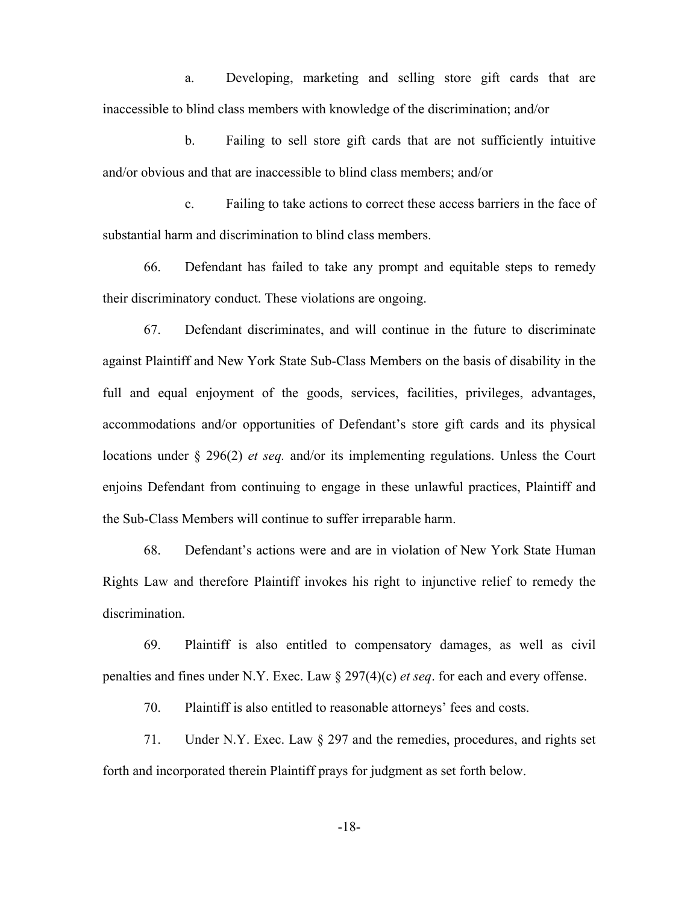a. Developing, marketing and selling store gift cards that are inaccessible to blind class members with knowledge of the discrimination; and/or

b. Failing to sell store gift cards that are not sufficiently intuitive and/or obvious and that are inaccessible to blind class members; and/or

c. Failing to take actions to correct these access barriers in the face of substantial harm and discrimination to blind class members.

66. Defendant has failed to take any prompt and equitable steps to remedy their discriminatory conduct. These violations are ongoing.

67. Defendant discriminates, and will continue in the future to discriminate against Plaintiff and New York State Sub-Class Members on the basis of disability in the full and equal enjoyment of the goods, services, facilities, privileges, advantages, accommodations and/or opportunities of Defendant's store gift cards and its physical locations under § 296(2) *et seq.* and/or its implementing regulations. Unless the Court enjoins Defendant from continuing to engage in these unlawful practices, Plaintiff and the Sub-Class Members will continue to suffer irreparable harm.

68. Defendant's actions were and are in violation of New York State Human Rights Law and therefore Plaintiff invokes his right to injunctive relief to remedy the discrimination.

69. Plaintiff is also entitled to compensatory damages, as well as civil penalties and fines under N.Y. Exec. Law § 297(4)(c) *et seq*. for each and every offense.

70. Plaintiff is also entitled to reasonable attorneys' fees and costs.

71. Under N.Y. Exec. Law § 297 and the remedies, procedures, and rights set forth and incorporated therein Plaintiff prays for judgment as set forth below.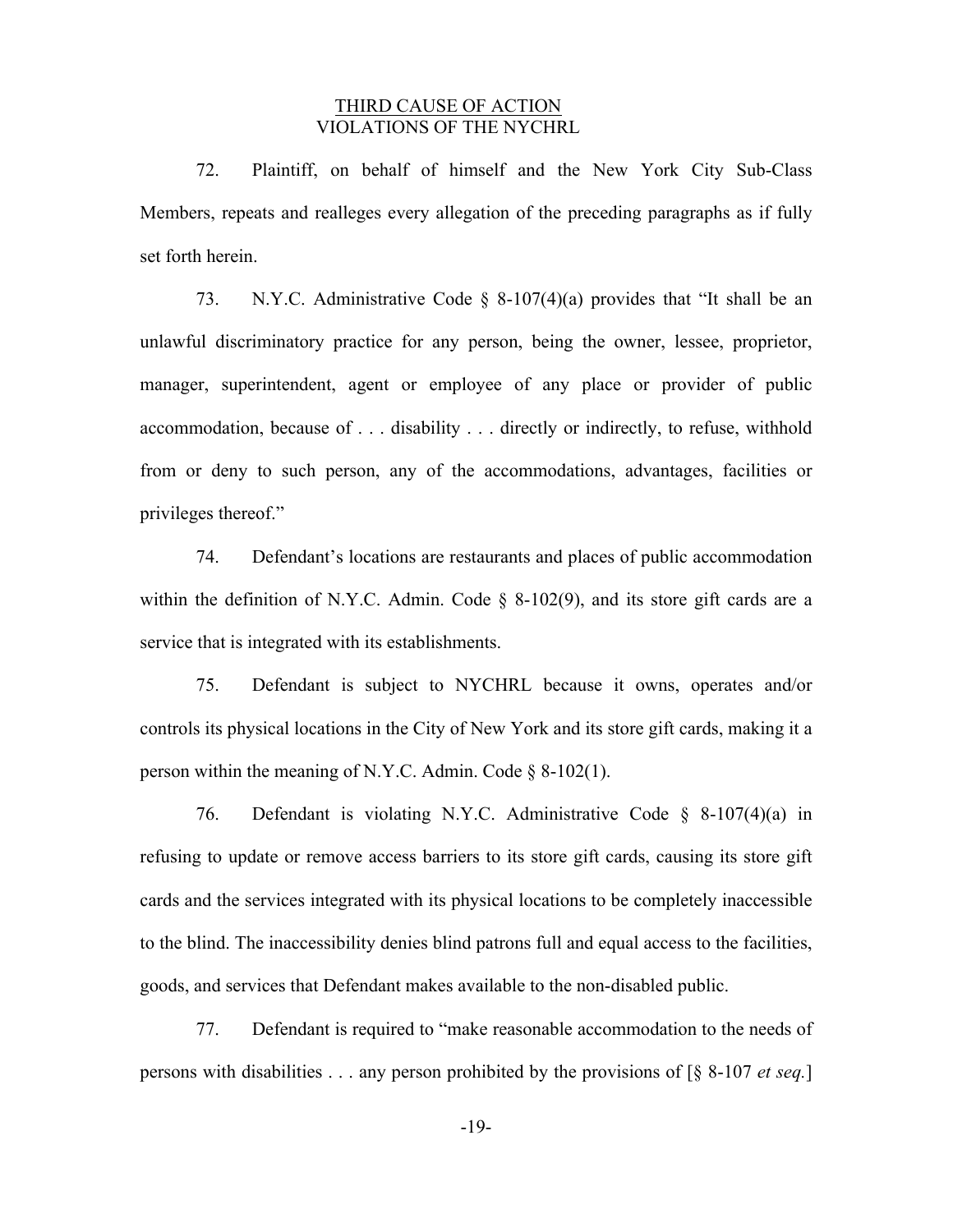## THIRD CAUSE OF ACTION
## VIOLATIONS OF THE NYCHRL

72. Plaintiff, on behalf of himself and the New York City Sub-Class Members, repeats and realleges every allegation of the preceding paragraphs as if fully set forth herein.

73. N.Y.C. Administrative Code § 8-107(4)(a) provides that "It shall be an unlawful discriminatory practice for any person, being the owner, lessee, proprietor, manager, superintendent, agent or employee of any place or provider of public accommodation, because of . . . disability . . . directly or indirectly, to refuse, withhold from or deny to such person, any of the accommodations, advantages, facilities or privileges thereof."

74. Defendant's locations are restaurants and places of public accommodation within the definition of N.Y.C. Admin. Code § 8-102(9), and its store gift cards are a service that is integrated with its establishments.

75. Defendant is subject to NYCHRL because it owns, operates and/or controls its physical locations in the City of New York and its store gift cards, making it a person within the meaning of N.Y.C. Admin. Code § 8-102(1).

76. Defendant is violating N.Y.C. Administrative Code § 8-107(4)(a) in refusing to update or remove access barriers to its store gift cards, causing its store gift cards and the services integrated with its physical locations to be completely inaccessible to the blind. The inaccessibility denies blind patrons full and equal access to the facilities, goods, and services that Defendant makes available to the non-disabled public.

77. Defendant is required to "make reasonable accommodation to the needs of persons with disabilities . . . any person prohibited by the provisions of [§ 8-107 *et seq.*]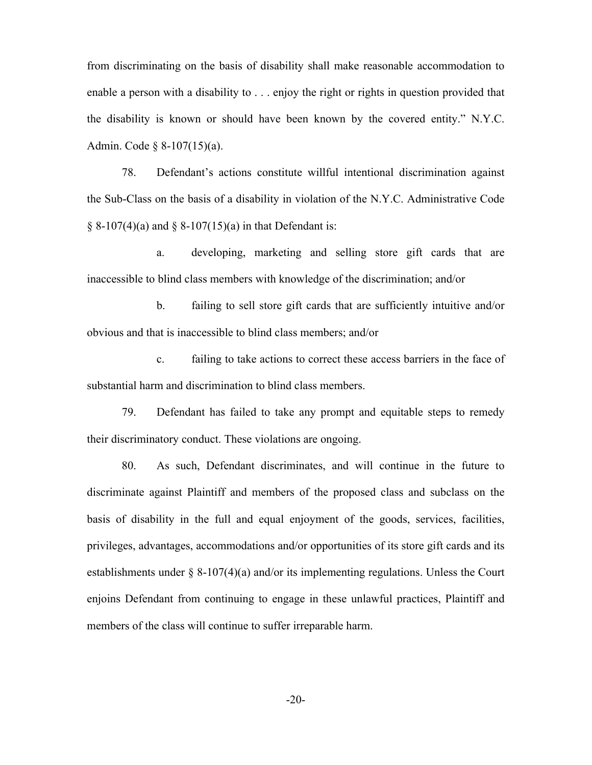from discriminating on the basis of disability shall make reasonable accommodation to enable a person with a disability to . . . enjoy the right or rights in question provided that the disability is known or should have been known by the covered entity." N.Y.C. Admin. Code § 8-107(15)(a).

78. Defendant's actions constitute willful intentional discrimination against the Sub-Class on the basis of a disability in violation of the N.Y.C. Administrative Code § 8-107(4)(a) and § 8-107(15)(a) in that Defendant is:

a. developing, marketing and selling store gift cards that are inaccessible to blind class members with knowledge of the discrimination; and/or

b. failing to sell store gift cards that are sufficiently intuitive and/or obvious and that is inaccessible to blind class members; and/or

c. failing to take actions to correct these access barriers in the face of substantial harm and discrimination to blind class members.

79. Defendant has failed to take any prompt and equitable steps to remedy their discriminatory conduct. These violations are ongoing.

80. As such, Defendant discriminates, and will continue in the future to discriminate against Plaintiff and members of the proposed class and subclass on the basis of disability in the full and equal enjoyment of the goods, services, facilities, privileges, advantages, accommodations and/or opportunities of its store gift cards and its establishments under § 8-107(4)(a) and/or its implementing regulations. Unless the Court enjoins Defendant from continuing to engage in these unlawful practices, Plaintiff and members of the class will continue to suffer irreparable harm.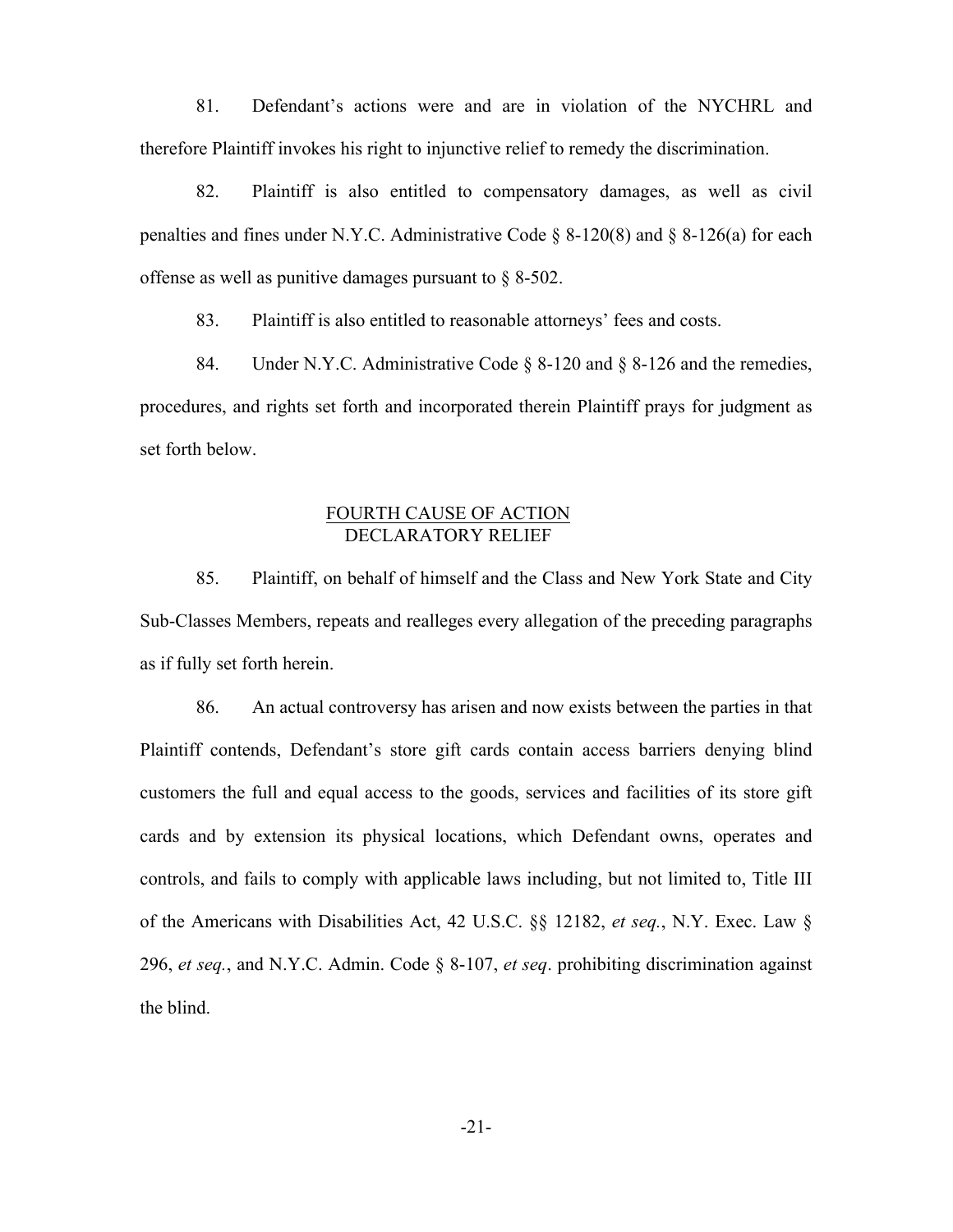81. Defendant's actions were and are in violation of the NYCHRL and therefore Plaintiff invokes his right to injunctive relief to remedy the discrimination.

82. Plaintiff is also entitled to compensatory damages, as well as civil penalties and fines under N.Y.C. Administrative Code § 8-120(8) and § 8-126(a) for each offense as well as punitive damages pursuant to § 8-502.

83. Plaintiff is also entitled to reasonable attorneys' fees and costs.

84. Under N.Y.C. Administrative Code § 8-120 and § 8-126 and the remedies, procedures, and rights set forth and incorporated therein Plaintiff prays for judgment as set forth below.

## FOURTH CAUSE OF ACTION
## DECLARATORY RELIEF

85. Plaintiff, on behalf of himself and the Class and New York State and City Sub-Classes Members, repeats and realleges every allegation of the preceding paragraphs as if fully set forth herein.

86. An actual controversy has arisen and now exists between the parties in that Plaintiff contends, Defendant's store gift cards contain access barriers denying blind customers the full and equal access to the goods, services and facilities of its store gift cards and by extension its physical locations, which Defendant owns, operates and controls, and fails to comply with applicable laws including, but not limited to, Title III of the Americans with Disabilities Act, 42 U.S.C. §§ 12182, *et seq.*, N.Y. Exec. Law § 296, *et seq.*, and N.Y.C. Admin. Code § 8-107, *et seq*. prohibiting discrimination against the blind.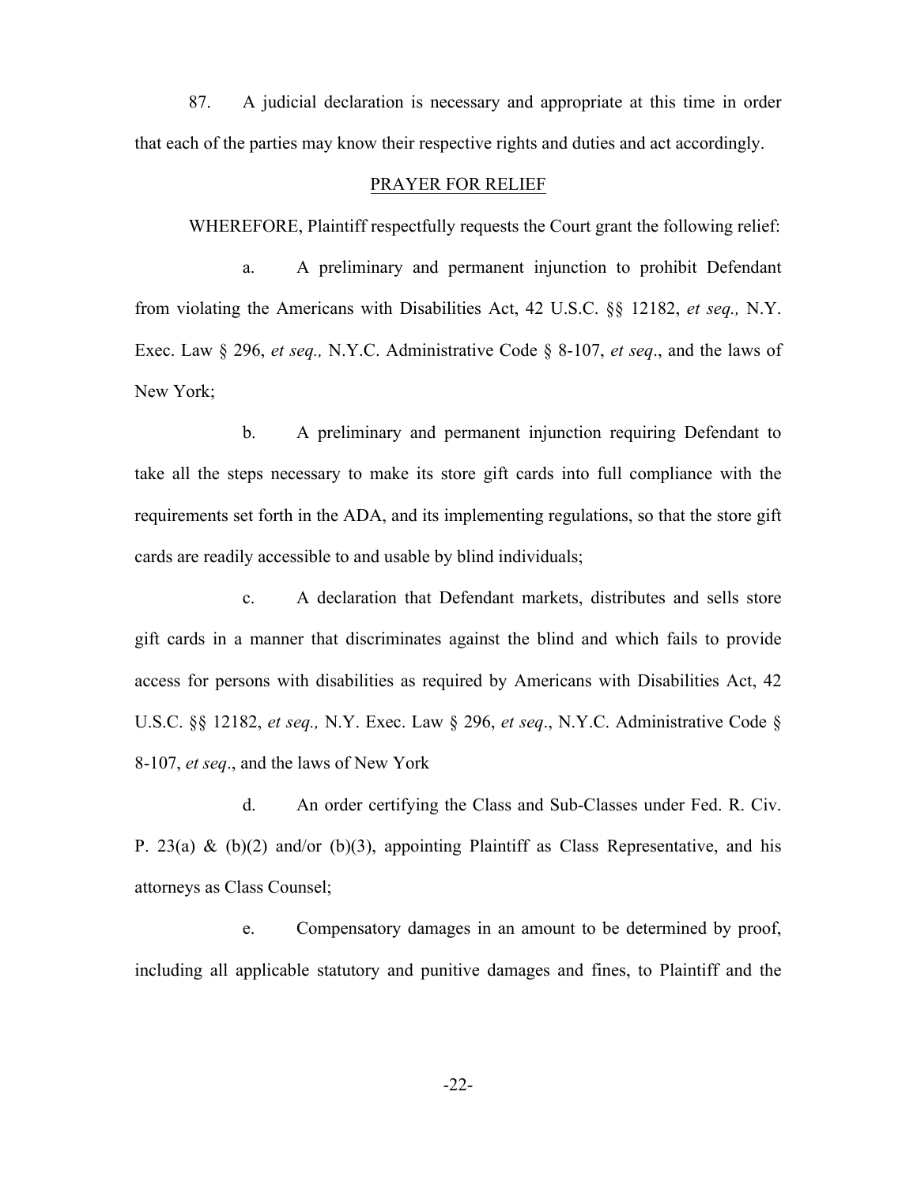87. A judicial declaration is necessary and appropriate at this time in order that each of the parties may know their respective rights and duties and act accordingly.

## PRAYER FOR RELIEF

WHEREFORE, Plaintiff respectfully requests the Court grant the following relief:

a. A preliminary and permanent injunction to prohibit Defendant from violating the Americans with Disabilities Act, 42 U.S.C. §§ 12182, *et seq.,* N.Y. Exec. Law § 296, *et seq.,* N.Y.C. Administrative Code § 8-107, *et seq*., and the laws of New York;

b. A preliminary and permanent injunction requiring Defendant to take all the steps necessary to make its store gift cards into full compliance with the requirements set forth in the ADA, and its implementing regulations, so that the store gift cards are readily accessible to and usable by blind individuals;

c. A declaration that Defendant markets, distributes and sells store gift cards in a manner that discriminates against the blind and which fails to provide access for persons with disabilities as required by Americans with Disabilities Act, 42 U.S.C. §§ 12182, *et seq.,* N.Y. Exec. Law § 296, *et seq*., N.Y.C. Administrative Code § 8-107, *et seq*., and the laws of New York

d. An order certifying the Class and Sub-Classes under Fed. R. Civ. P. 23(a) & (b)(2) and/or (b)(3), appointing Plaintiff as Class Representative, and his attorneys as Class Counsel;

e. Compensatory damages in an amount to be determined by proof, including all applicable statutory and punitive damages and fines, to Plaintiff and the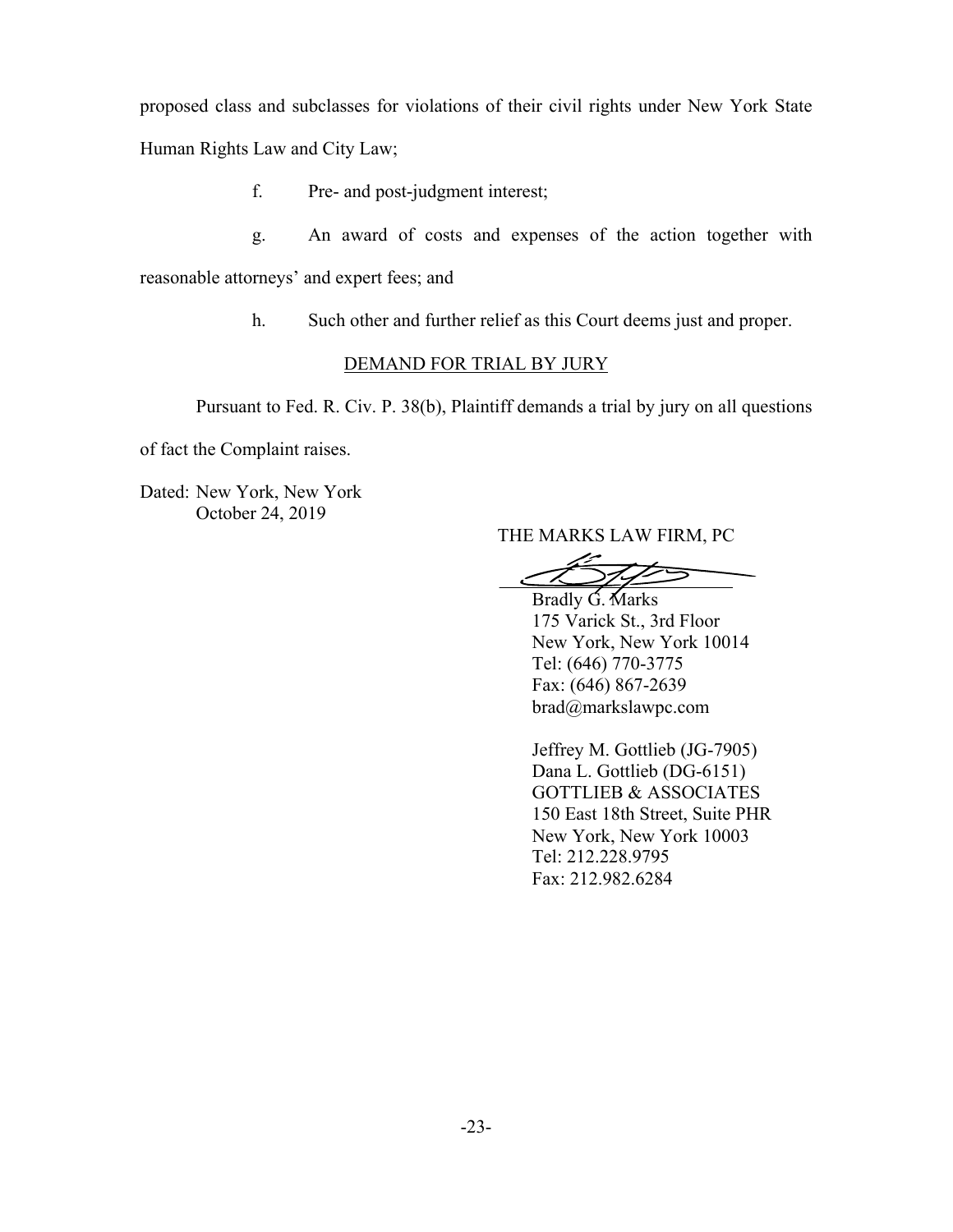proposed class and subclasses for violations of their civil rights under New York State Human Rights Law and City Law;

f. Pre- and post-judgment interest;

g. An award of costs and expenses of the action together with reasonable attorneys' and expert fees; and

h. Such other and further relief as this Court deems just and proper.

DEMAND FOR TRIAL BY JURY

Pursuant to Fed. R. Civ. P. 38(b), Plaintiff demands a trial by jury on all questions of fact the Complaint raises.

Dated: New York, New York
October 24, 2019

THE MARKS LAW FIRM, PC

Bradly G. Marks
175 Varick St., 3rd Floor
New York, New York 10014
Tel: (646) 770-3775
Fax: (646) 867-2639
brad@markslawpc.com

Jeffrey M. Gottlieb (JG-7905)
Dana L. Gottlieb (DG-6151)
GOTTLIEB & ASSOCIATES
150 East 18th Street, Suite PHR
New York, New York 10003
Tel: 212.228.9795
Fax: 212.982.6284